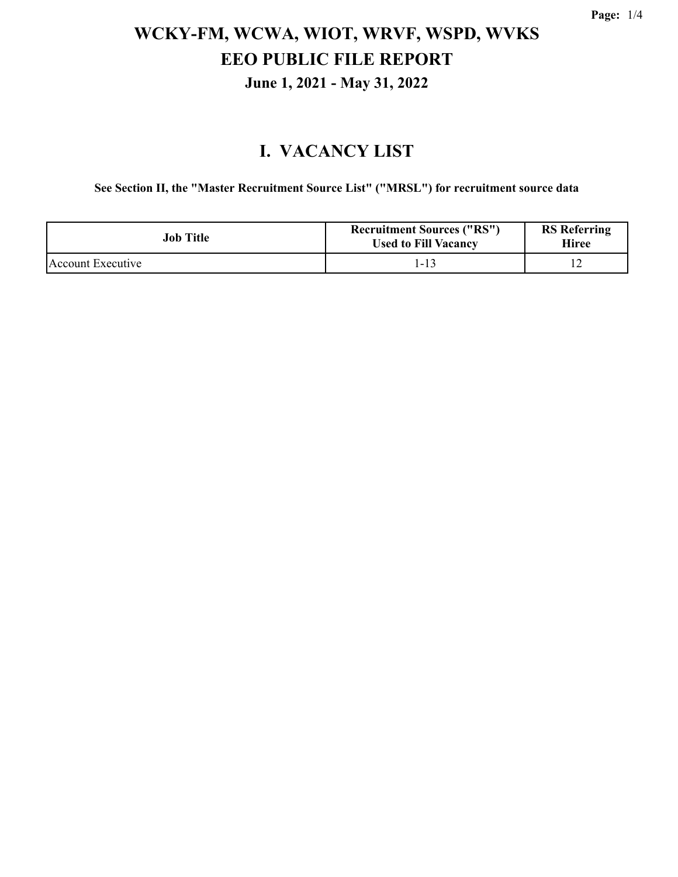# WCKY-FM, WCWA, WIOT, WRVF, WSPD, WVKS
# EEO PUBLIC FILE REPORT
### June 1, 2021 - May 31, 2022

## I. VACANCY LIST

**See Section II, the "Master Recruitment Source List" ("MRSL") for recruitment source data**

| Job Title | Recruitment Sources ("RS") Used to Fill Vacancy | RS Referring Hiree |
|---|---|---|
| Account Executive | 1-13 | 12 |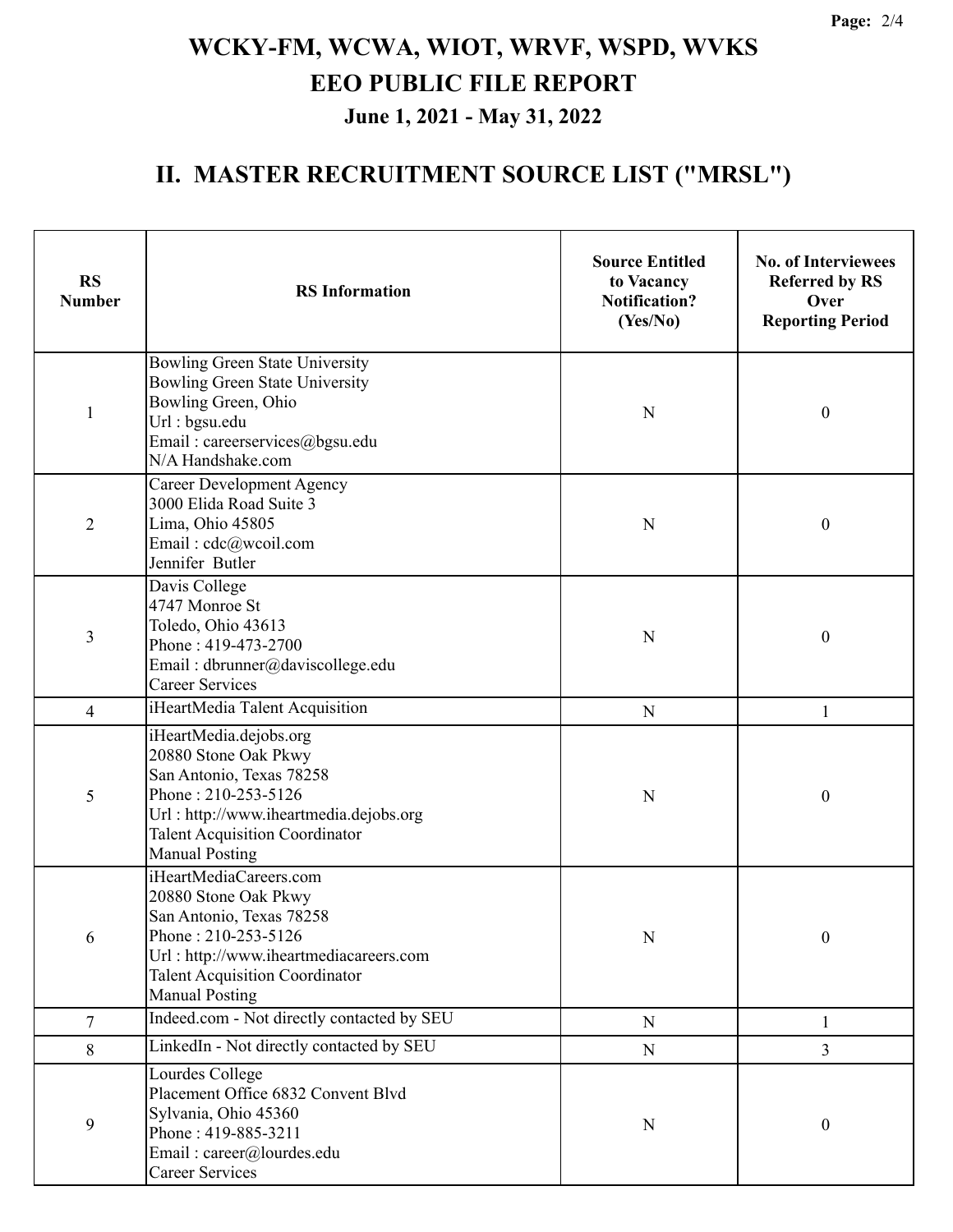# WCKY-FM, WCWA, WIOT, WRVF, WSPD, WVKS
# EEO PUBLIC FILE REPORT
### June 1, 2021 - May 31, 2022

## II. MASTER RECRUITMENT SOURCE LIST ("MRSL")

| RS Number | RS Information | Source Entitled to Vacancy Notification? (Yes/No) | No. of Interviewees Referred by RS Over Reporting Period |
|---|---|---|---|
| 1 | Bowling Green State University<br>Bowling Green State University<br>Bowling Green, Ohio<br>Url : bgsu.edu<br>Email : careerservices@bgsu.edu<br>N/A Handshake.com | N | 0 |
| 2 | Career Development Agency<br>3000 Elida Road Suite 3<br>Lima, Ohio 45805<br>Email : cdc@wcoil.com<br>Jennifer Butler | N | 0 |
| 3 | Davis College<br>4747 Monroe St<br>Toledo, Ohio 43613<br>Phone : 419-473-2700<br>Email : dbrunner@daviscollege.edu<br>Career Services | N | 0 |
| 4 | iHeartMedia Talent Acquisition | N | 1 |
| 5 | iHeartMedia.dejobs.org<br>20880 Stone Oak Pkwy<br>San Antonio, Texas 78258<br>Phone : 210-253-5126<br>Url : http://www.iheartmedia.dejobs.org<br>Talent Acquisition Coordinator<br>Manual Posting | N | 0 |
| 6 | iHeartMediaCareers.com<br>20880 Stone Oak Pkwy<br>San Antonio, Texas 78258<br>Phone : 210-253-5126<br>Url : http://www.iheartmediacareers.com<br>Talent Acquisition Coordinator<br>Manual Posting | N | 0 |
| 7 | Indeed.com - Not directly contacted by SEU | N | 1 |
| 8 | LinkedIn - Not directly contacted by SEU | N | 3 |
| 9 | Lourdes College<br>Placement Office 6832 Convent Blvd<br>Sylvania, Ohio 45360<br>Phone : 419-885-3211<br>Email : career@lourdes.edu<br>Career Services | N | 0 |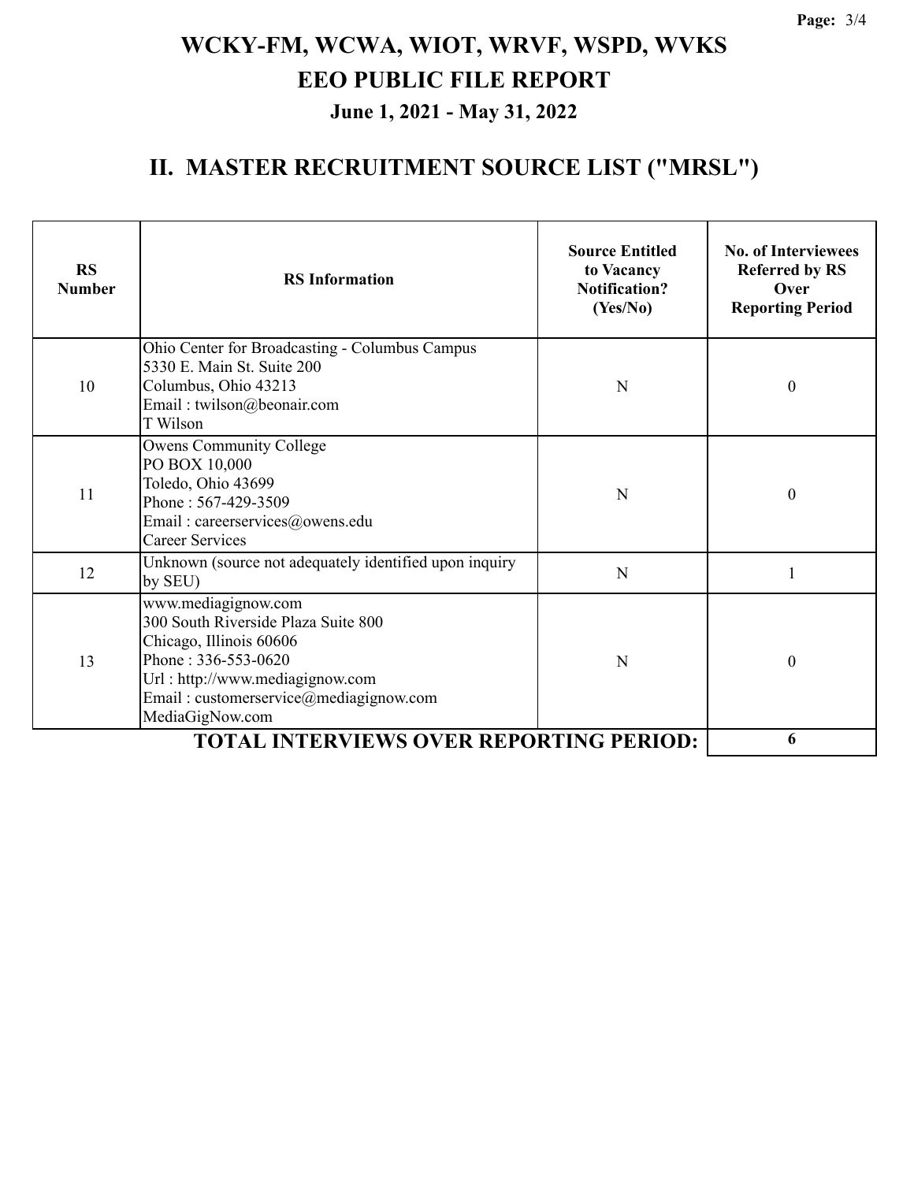# WCKY-FM, WCWA, WIOT, WRVF, WSPD, WVKS
## EEO PUBLIC FILE REPORT
### June 1, 2021 - May 31, 2022

## II. MASTER RECRUITMENT SOURCE LIST ("MRSL")

| RS Number | RS Information | Source Entitled to Vacancy Notification? (Yes/No) | No. of Interviewees Referred by RS Over Reporting Period |
|---|---|---|---|
| 10 | Ohio Center for Broadcasting - Columbus Campus<br>5330 E. Main St. Suite 200<br>Columbus, Ohio 43213<br>Email : twilson@beonair.com<br>T Wilson | N | 0 |
| 11 | Owens Community College<br>PO BOX 10,000<br>Toledo, Ohio 43699<br>Phone : 567-429-3509<br>Email : careerservices@owens.edu<br>Career Services | N | 0 |
| 12 | Unknown (source not adequately identified upon inquiry by SEU) | N | 1 |
| 13 | www.mediagignow.com<br>300 South Riverside Plaza Suite 800<br>Chicago, Illinois 60606<br>Phone : 336-553-0620<br>Url : http://www.mediagignow.com<br>Email : customerservice@mediagignow.com<br>MediaGigNow.com | N | 0 |
| | **TOTAL INTERVIEWS OVER REPORTING PERIOD:** | | **6** |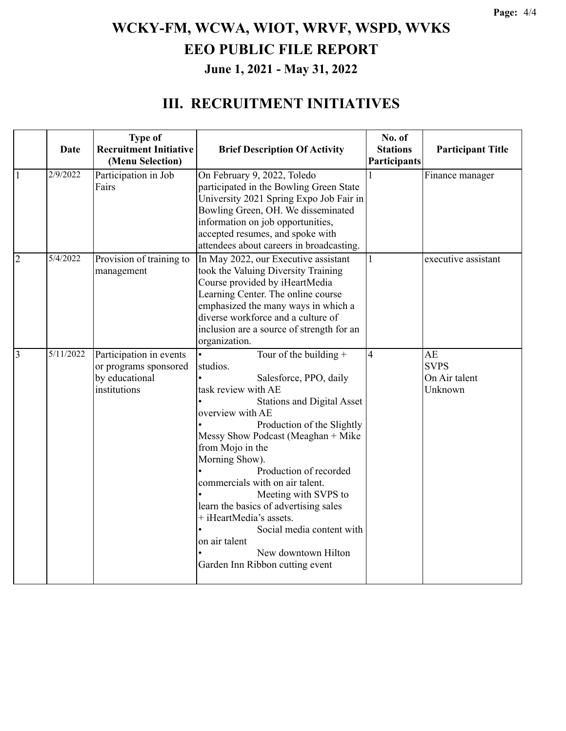# WCKY-FM, WCWA, WIOT, WRVF, WSPD, WVKS

# EEO PUBLIC FILE REPORT

## June 1, 2021 - May 31, 2022

## III. RECRUITMENT INITIATIVES

| | Date | Type of Recruitment Initiative (Menu Selection) | Brief Description Of Activity | No. of Stations Participants | Participant Title |
|---|---|---|---|---|---|
| 1 | 2/9/2022 | Participation in Job Fairs | On February 9, 2022, Toledo participated in the Bowling Green State University 2021 Spring Expo Job Fair in Bowling Green, OH. We disseminated information on job opportunities, accepted resumes, and spoke with attendees about careers in broadcasting. | 1 | Finance manager |
| 2 | 5/4/2022 | Provision of training to management | In May 2022, our Executive assistant took the Valuing Diversity Training Course provided by iHeartMedia Learning Center. The online course emphasized the many ways in which a diverse workforce and a culture of inclusion are a source of strength for an organization. | 1 | executive assistant |
| 3 | 5/11/2022 | Participation in events or programs sponsored by educational institutions | • Tour of the building + studios.<br>• Salesforce, PPO, daily task review with AE<br>• Stations and Digital Asset overview with AE<br>• Production of the Slightly Messy Show Podcast (Meaghan + Mike from Mojo in the Morning Show).<br>• Production of recorded commercials with on air talent.<br>• Meeting with SVPS to learn the basics of advertising sales + iHeartMedia's assets.<br>• Social media content with on air talent<br>• New downtown Hilton Garden Inn Ribbon cutting event | 4 | AE<br>SVPS<br>On Air talent<br>Unknown |